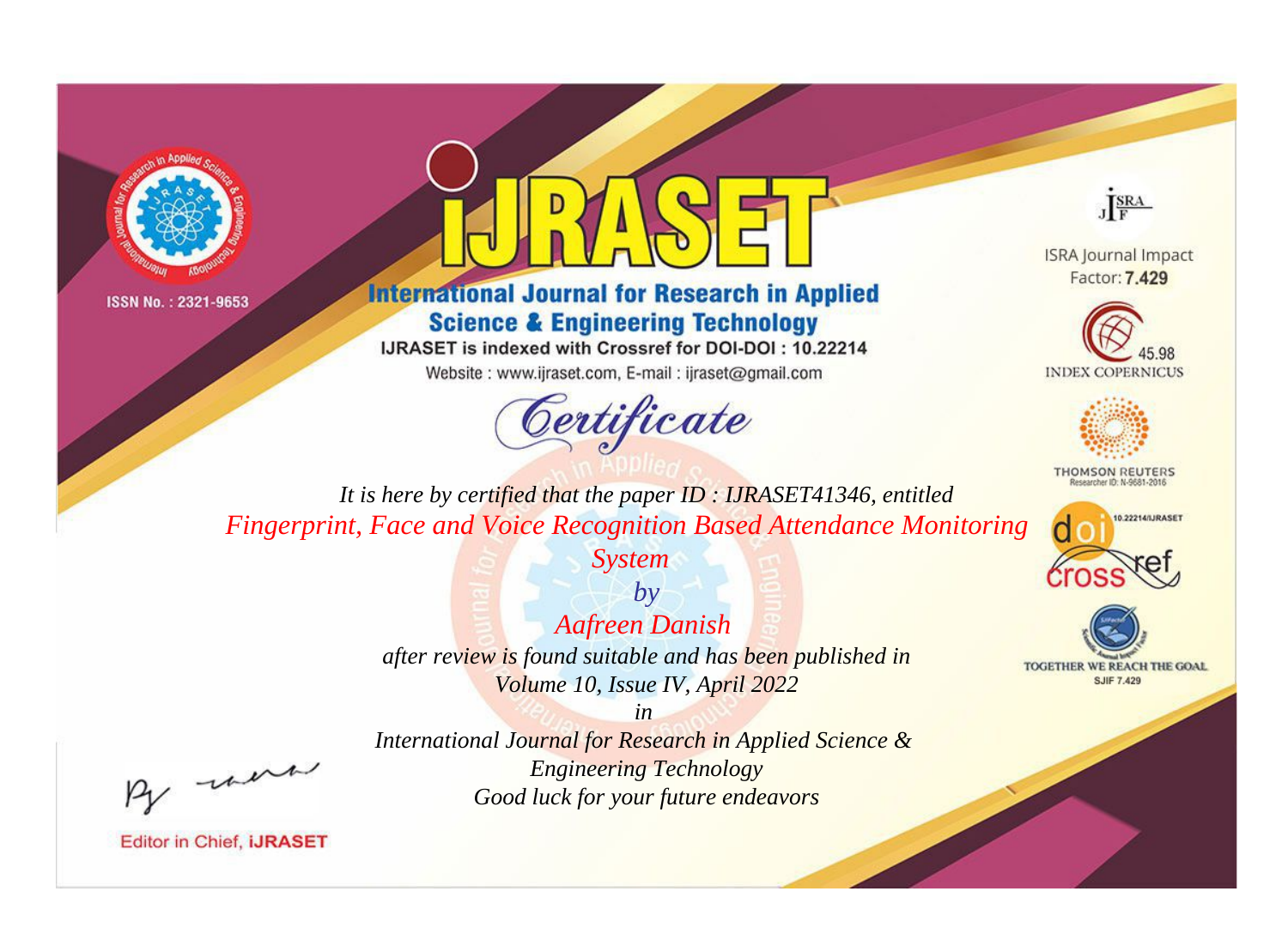ISSN No. : 2321-9653

# iJRASET

## International Journal for Research in Applied Science & Engineering Technology

IJRASET is indexed with Crossref for DOI-DOI : 10.22214

Website : www.ijraset.com, E-mail : ijraset@gmail.com

ISRA Journal Impact Factor: **7.429**

45.98 INDEX COPERNICUS

THOMSON REUTERS Researcher ID: N-9681-2016

10.22214/IJRASET

TOGETHER WE REACH THE GOAL SJIF 7.429

# *Certificate*

*It is here by certified that the paper ID : IJRASET41346, entitled*

*Fingerprint, Face and Voice Recognition Based Attendance Monitoring System*

*by*

*Aafreen Danish*

*after review is found suitable and has been published in*

*Volume 10, Issue IV, April 2022*

*in*

*International Journal for Research in Applied Science & Engineering Technology*

*Good luck for your future endeavors*

Editor in Chief, **iJRASET**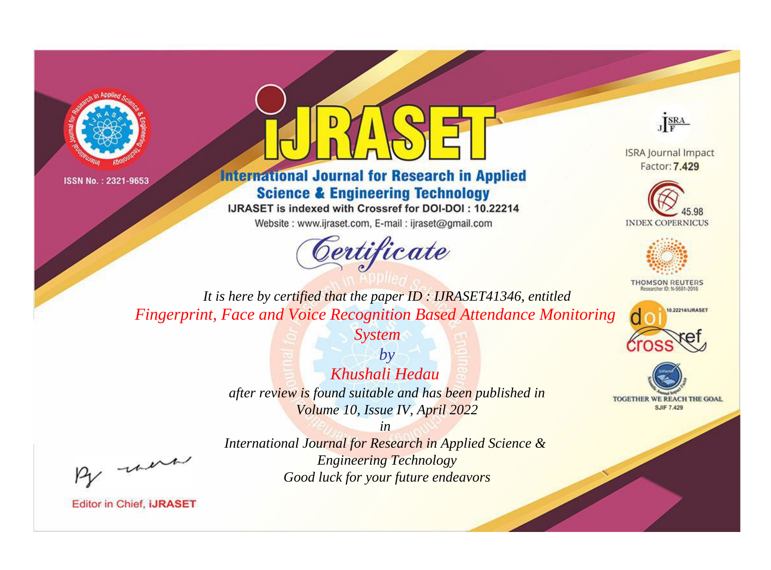ISSN No. : 2321-9653

# iJRASET

## International Journal for Research in Applied Science & Engineering Technology

IJRASET is indexed with Crossref for DOI-DOI : 10.22214

Website : www.ijraset.com, E-mail : ijraset@gmail.com

ISRA Journal Impact Factor: **7.429**

45.98 INDEX COPERNICUS

THOMSON REUTERS Researcher ID: N-9681-2016

10.22214/IJRASET

TOGETHER WE REACH THE GOAL SJIF 7.429

# *Certificate*

*It is here by certified that the paper ID : IJRASET41346, entitled*

*Fingerprint, Face and Voice Recognition Based Attendance Monitoring System*

*by*

*Khushali Hedau*

*after review is found suitable and has been published in*

*Volume 10, Issue IV, April 2022*

*in*

*International Journal for Research in Applied Science & Engineering Technology*

*Good luck for your future endeavors*

Editor in Chief, **iJRASET**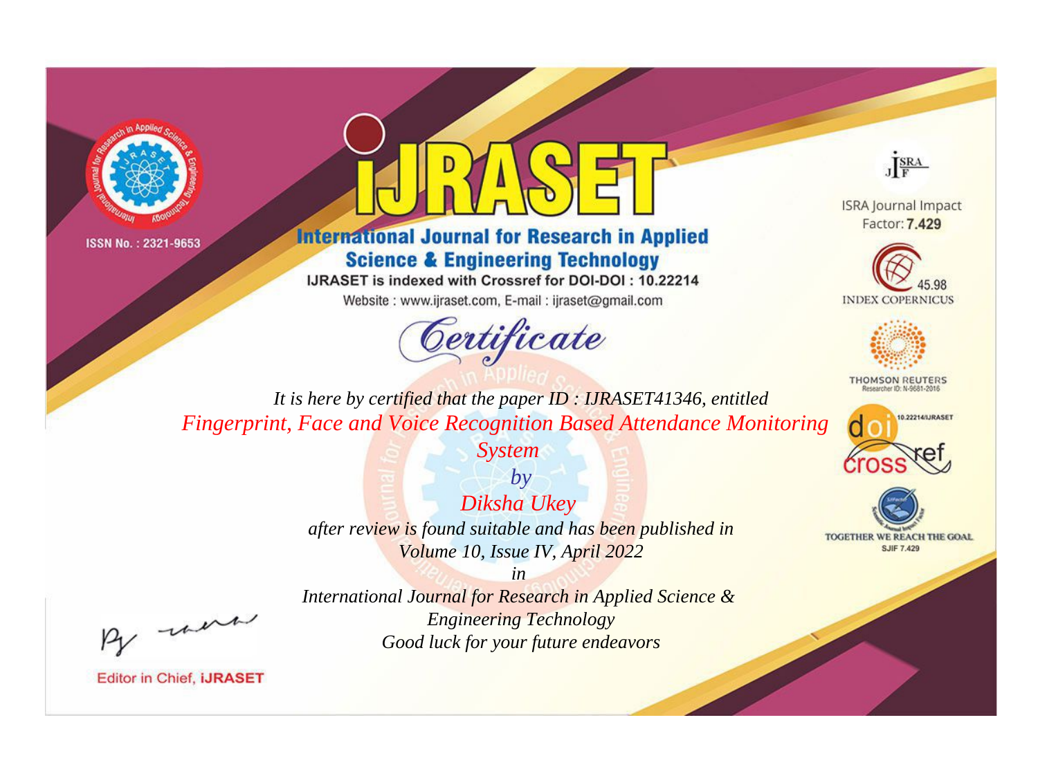ISSN No. : 2321-9653

# IJRASET

## International Journal for Research in Applied Science & Engineering Technology

IJRASET is indexed with Crossref for DOI-DOI : 10.22214

Website : www.ijraset.com, E-mail : ijraset@gmail.com

ISRA Journal Impact Factor: **7.429**

45.98 INDEX COPERNICUS

THOMSON REUTERS Researcher ID: N-9681-2016

10.22214/IJRASET

TOGETHER WE REACH THE GOAL SJIF 7.429

*Certificate*

*It is here by certified that the paper ID : IJRASET41346, entitled*

*Fingerprint, Face and Voice Recognition Based Attendance Monitoring System*

*by*

*Diksha Ukey*

*after review is found suitable and has been published in*

*Volume 10, Issue IV, April 2022*

*in*

*International Journal for Research in Applied Science & Engineering Technology*

*Good luck for your future endeavors*

Editor in Chief, **iJRASET**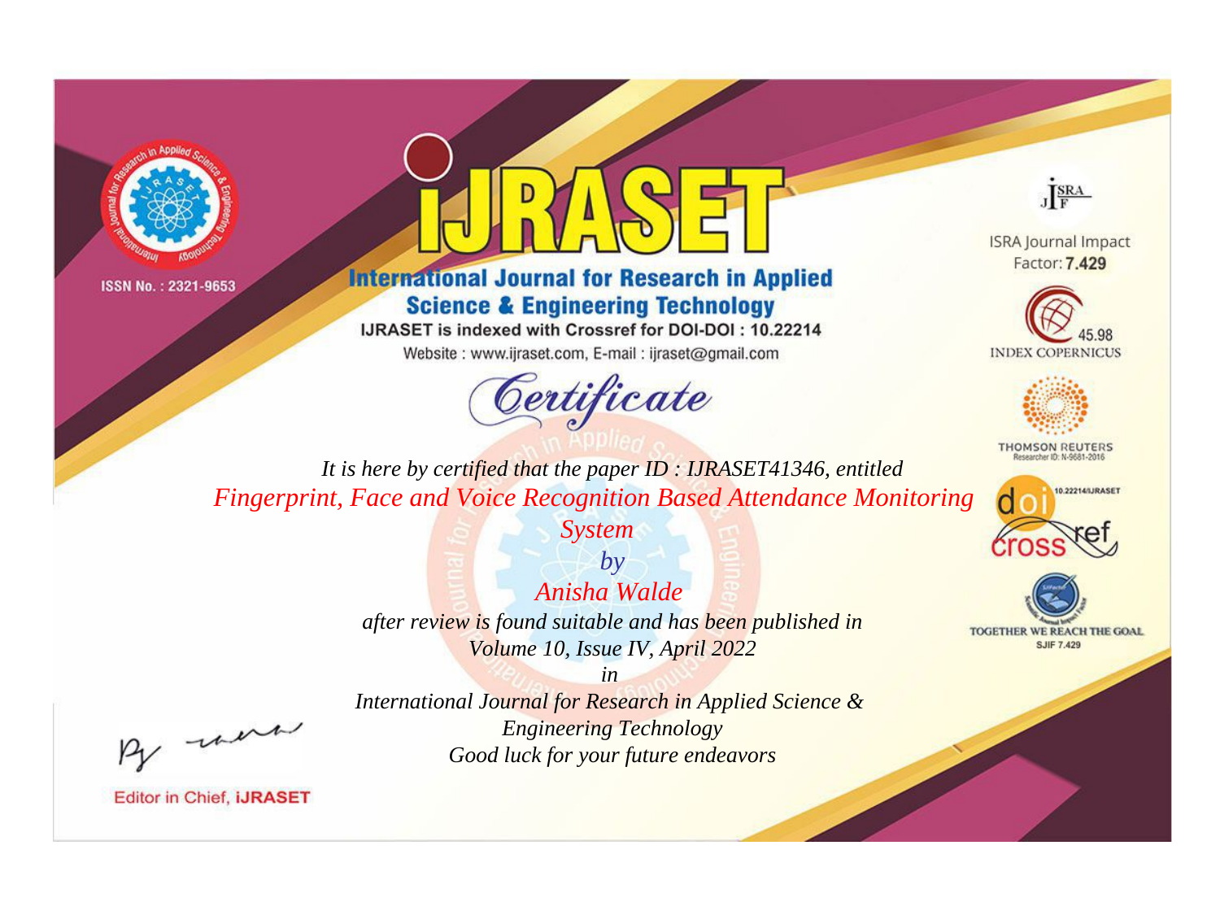ISSN No. : 2321-9653

# iJRASET

## International Journal for Research in Applied Science & Engineering Technology

IJRASET is indexed with Crossref for DOI-DOI : 10.22214

Website : www.ijraset.com, E-mail : ijraset@gmail.com

ISRA Journal Impact Factor: **7.429**

45.98 INDEX COPERNICUS

THOMSON REUTERS Researcher ID: N-9681-2016

10.22214/IJRASET

TOGETHER WE REACH THE GOAL SJIF 7.429

# *Certificate*

*It is here by certified that the paper ID : IJRASET41346, entitled*

*Fingerprint, Face and Voice Recognition Based Attendance Monitoring System*

*by*

*Anisha Walde*

*after review is found suitable and has been published in*

*Volume 10, Issue IV, April 2022*

*in*

*International Journal for Research in Applied Science & Engineering Technology*

*Good luck for your future endeavors*

Editor in Chief, **iJRASET**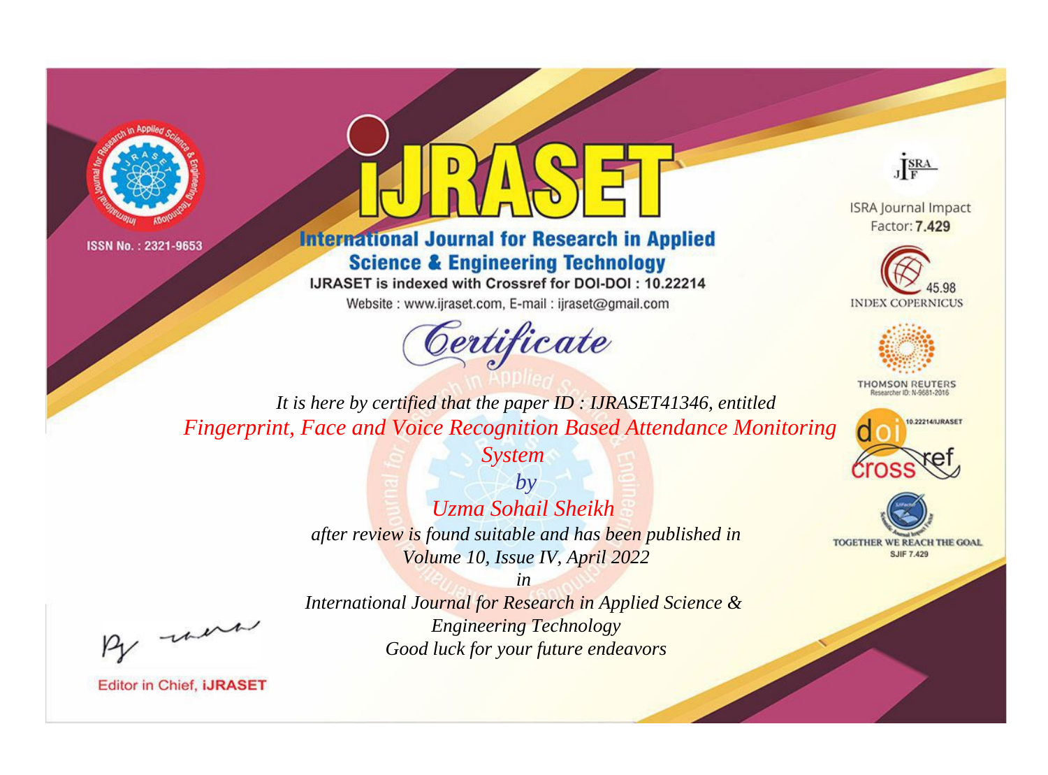ISSN No. : 2321-9653

# IJRASET

## International Journal for Research in Applied Science & Engineering Technology

IJRASET is indexed with Crossref for DOI-DOI : 10.22214

Website : www.ijraset.com, E-mail : ijraset@gmail.com

ISRA Journal Impact Factor: **7.429**

45.98 INDEX COPERNICUS

THOMSON REUTERS Researcher ID: N-9681-2016

10.22214/IJRASET

TOGETHER WE REACH THE GOAL SJIF 7.429

*Certificate*

*It is here by certified that the paper ID : IJRASET41346, entitled*

*Fingerprint, Face and Voice Recognition Based Attendance Monitoring System*

*by*

*Uzma Sohail Sheikh*

*after review is found suitable and has been published in*

*Volume 10, Issue IV, April 2022*

*in*

*International Journal for Research in Applied Science & Engineering Technology*

*Good luck for your future endeavors*

Editor in Chief, iJRASET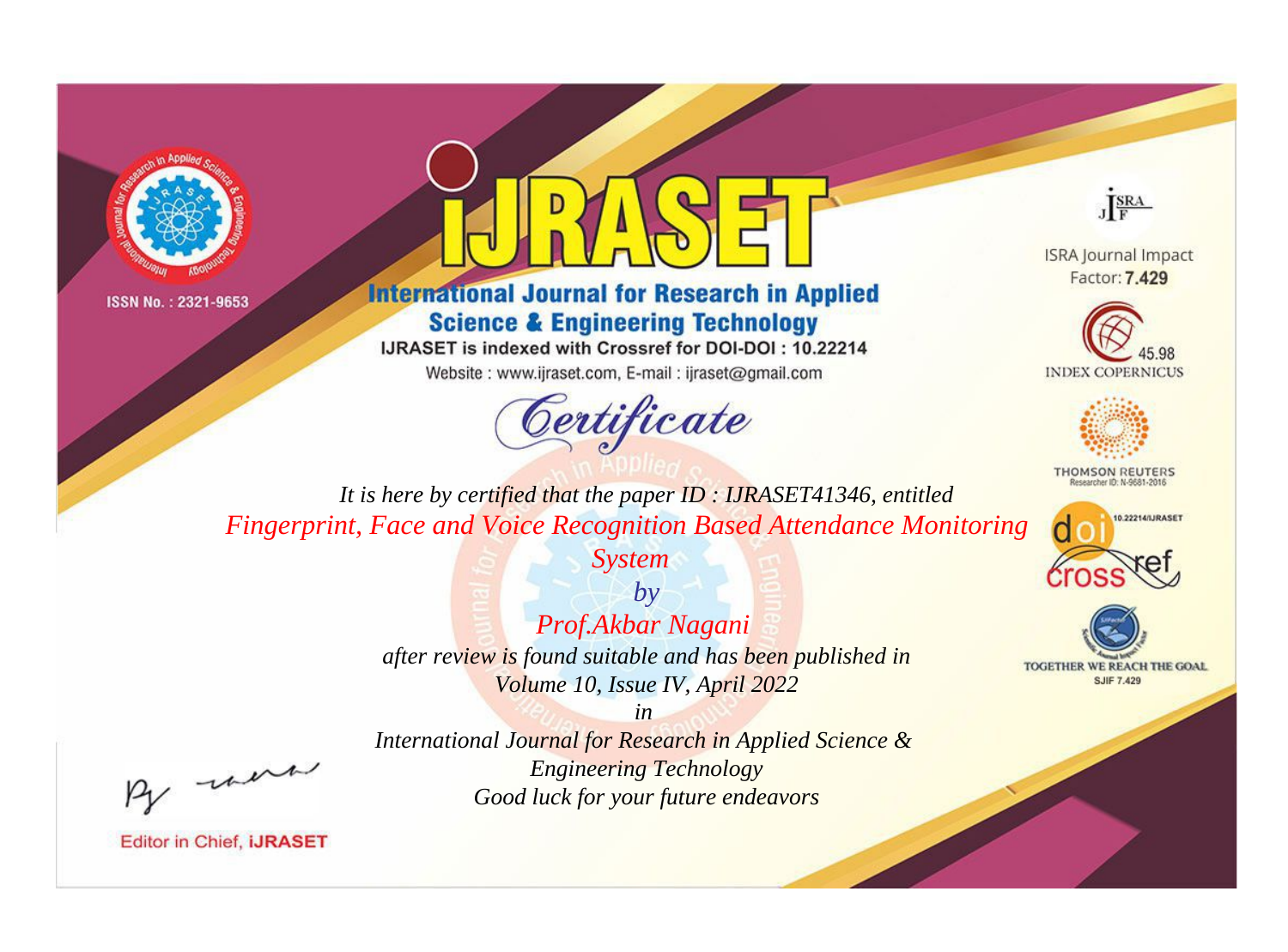ISSN No. : 2321-9653

# IJRASET

## International Journal for Research in Applied Science & Engineering Technology

IJRASET is indexed with Crossref for DOI-DOI : 10.22214

Website : www.ijraset.com, E-mail : ijraset@gmail.com

ISRA Journal Impact Factor: **7.429**

45.98 INDEX COPERNICUS

THOMSON REUTERS Researcher ID: N-9681-2016

10.22214/IJRASET

TOGETHER WE REACH THE GOAL SJIF 7.429

*Certificate*

*It is here by certified that the paper ID : IJRASET41346, entitled*

*Fingerprint, Face and Voice Recognition Based Attendance Monitoring System*

*by*

*Prof.Akbar Nagani*

*after review is found suitable and has been published in*

*Volume 10, Issue IV, April 2022*

*in*

*International Journal for Research in Applied Science & Engineering Technology*

*Good luck for your future endeavors*

Editor in Chief, **iJRASET**